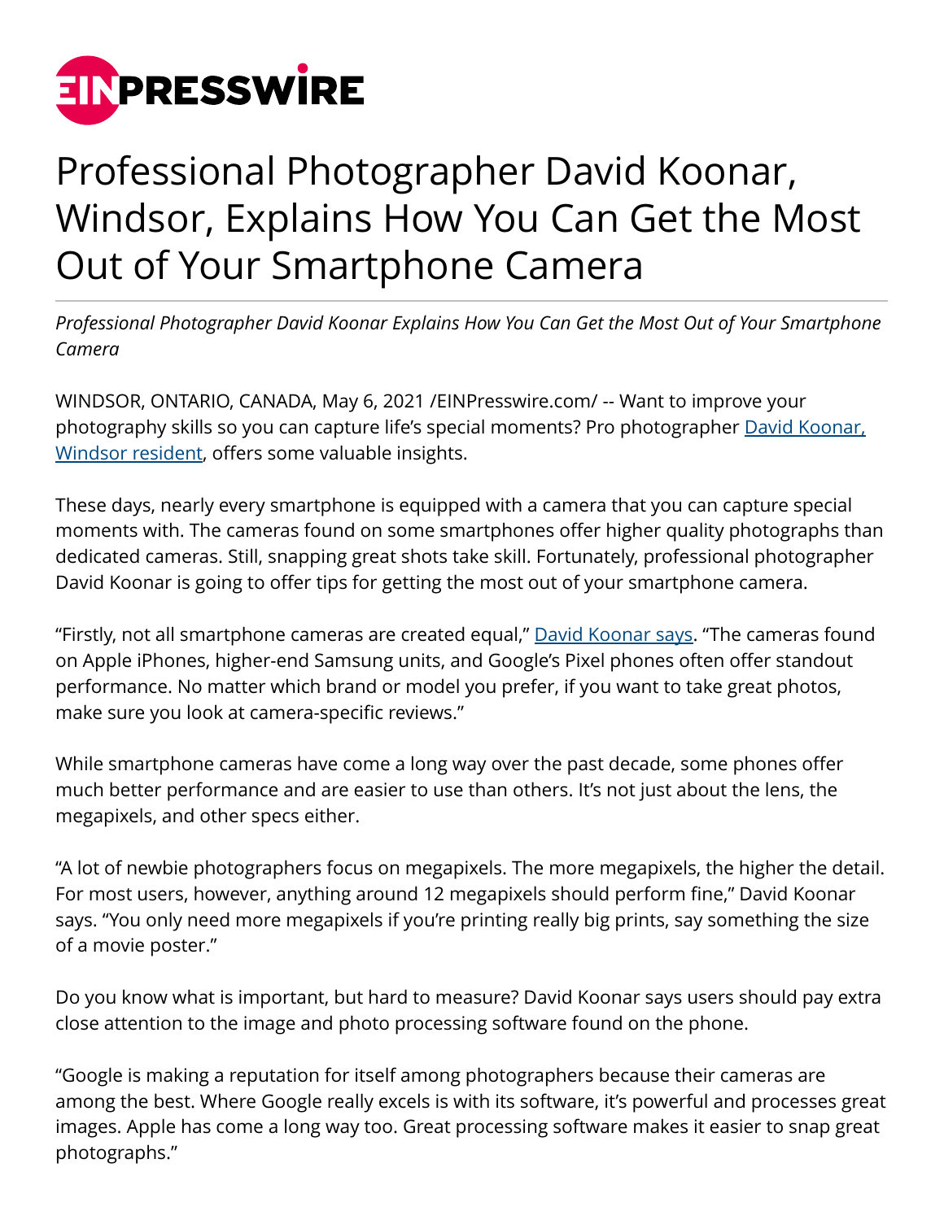# Professional Photographer David Koonar, Windsor, Explains How You Can Get the Most Out of Your Smartphone Camera

*Professional Photographer David Koonar Explains How You Can Get the Most Out of Your Smartphone Camera*

WINDSOR, ONTARIO, CANADA, May 6, 2021 /EINPresswire.com/ -- Want to improve your photography skills so you can capture life's special moments? Pro photographer David Koonar, Windsor resident, offers some valuable insights.

These days, nearly every smartphone is equipped with a camera that you can capture special moments with. The cameras found on some smartphones offer higher quality photographs than dedicated cameras. Still, snapping great shots take skill. Fortunately, professional photographer David Koonar is going to offer tips for getting the most out of your smartphone camera.

"Firstly, not all smartphone cameras are created equal," David Koonar says. "The cameras found on Apple iPhones, higher-end Samsung units, and Google's Pixel phones often offer standout performance. No matter which brand or model you prefer, if you want to take great photos, make sure you look at camera-specific reviews."

While smartphone cameras have come a long way over the past decade, some phones offer much better performance and are easier to use than others. It's not just about the lens, the megapixels, and other specs either.

"A lot of newbie photographers focus on megapixels. The more megapixels, the higher the detail. For most users, however, anything around 12 megapixels should perform fine," David Koonar says. "You only need more megapixels if you're printing really big prints, say something the size of a movie poster."

Do you know what is important, but hard to measure? David Koonar says users should pay extra close attention to the image and photo processing software found on the phone.

"Google is making a reputation for itself among photographers because their cameras are among the best. Where Google really excels is with its software, it's powerful and processes great images. Apple has come a long way too. Great processing software makes it easier to snap great photographs."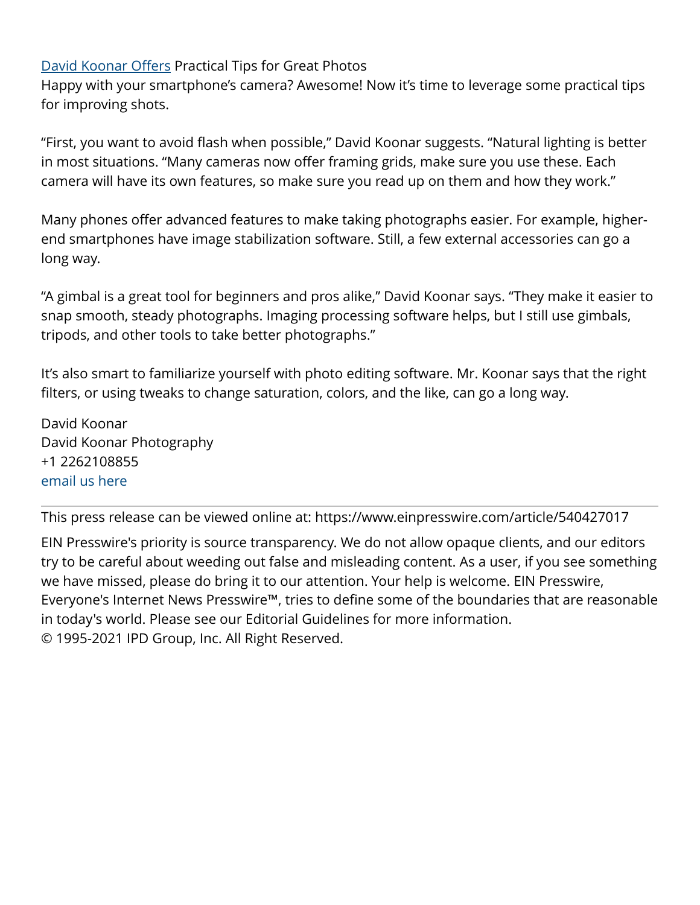David Koonar Offers Practical Tips for Great Photos
Happy with your smartphone's camera? Awesome! Now it's time to leverage some practical tips for improving shots.

"First, you want to avoid flash when possible," David Koonar suggests. "Natural lighting is better in most situations. "Many cameras now offer framing grids, make sure you use these. Each camera will have its own features, so make sure you read up on them and how they work."

Many phones offer advanced features to make taking photographs easier. For example, higher-end smartphones have image stabilization software. Still, a few external accessories can go a long way.

"A gimbal is a great tool for beginners and pros alike," David Koonar says. "They make it easier to snap smooth, steady photographs. Imaging processing software helps, but I still use gimbals, tripods, and other tools to take better photographs."

It's also smart to familiarize yourself with photo editing software. Mr. Koonar says that the right filters, or using tweaks to change saturation, colors, and the like, can go a long way.

David Koonar
David Koonar Photography
+1 2262108855
email us here

---

This press release can be viewed online at: https://www.einpresswire.com/article/540427017

EIN Presswire's priority is source transparency. We do not allow opaque clients, and our editors try to be careful about weeding out false and misleading content. As a user, if you see something we have missed, please do bring it to our attention. Your help is welcome. EIN Presswire, Everyone's Internet News Presswire™, tries to define some of the boundaries that are reasonable in today's world. Please see our Editorial Guidelines for more information.
© 1995-2021 IPD Group, Inc. All Right Reserved.